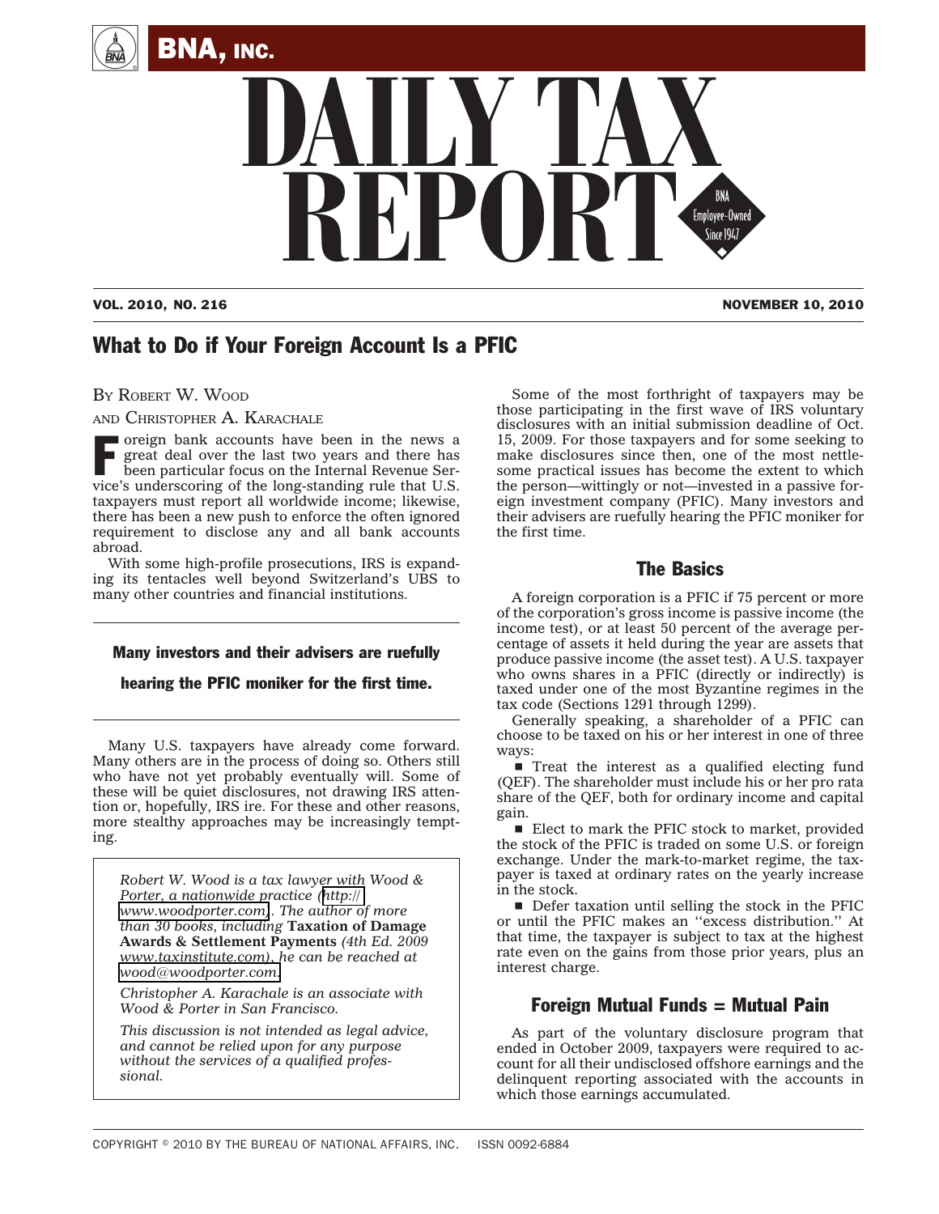# What to Do if Your Foreign Account Is a PFIC

BY ROBERT W. WOOD

AND CHRISTOPHER A. KARACHALE

Foreign bank accounts have been in the news a great deal over the last two years and there has been particular focus on the Internal Revenue Service's underscoring of the long-standing rule that U.S. taxpayers must report all worldwide income; likewise, there has been a new push to enforce the often ignored requirement to disclose any and all bank accounts abroad.

With some high-profile prosecutions, IRS is expanding its tentacles well beyond Switzerland's UBS to many other countries and financial institutions.

> **Many investors and their advisers are ruefully hearing the PFIC moniker for the first time.**

Many U.S. taxpayers have already come forward. Many others are in the process of doing so. Others still who have not yet probably eventually will. Some of these will be quiet disclosures, not drawing IRS attention or, hopefully, IRS ire. For these and other reasons, more stealthy approaches may be increasingly tempting.

*Robert W. Wood is a tax lawyer with Wood & Porter, a nationwide practice (http://www.woodporter.com). The author of more than 30 books, including* **Taxation of Damage Awards & Settlement Payments** *(4th Ed. 2009 www.taxinstitute.com), he can be reached at wood@woodporter.com.*

*Christopher A. Karachale is an associate with Wood & Porter in San Francisco.*

*This discussion is not intended as legal advice, and cannot be relied upon for any purpose without the services of a qualified professional.*

Some of the most forthright of taxpayers may be those participating in the first wave of IRS voluntary disclosures with an initial submission deadline of Oct. 15, 2009. For those taxpayers and for some seeking to make disclosures since then, one of the most nettlesome practical issues has become the extent to which the person—wittingly or not—invested in a passive foreign investment company (PFIC). Many investors and their advisers are ruefully hearing the PFIC moniker for the first time.

## The Basics

A foreign corporation is a PFIC if 75 percent or more of the corporation's gross income is passive income (the income test), or at least 50 percent of the average percentage of assets it held during the year are assets that produce passive income (the asset test). A U.S. taxpayer who owns shares in a PFIC (directly or indirectly) is taxed under one of the most Byzantine regimes in the tax code (Sections 1291 through 1299).

Generally speaking, a shareholder of a PFIC can choose to be taxed on his or her interest in one of three ways:

- Treat the interest as a qualified electing fund (QEF). The shareholder must include his or her pro rata share of the QEF, both for ordinary income and capital gain.
- Elect to mark the PFIC stock to market, provided the stock of the PFIC is traded on some U.S. or foreign exchange. Under the mark-to-market regime, the taxpayer is taxed at ordinary rates on the yearly increase in the stock.
- Defer taxation until selling the stock in the PFIC or until the PFIC makes an ''excess distribution.'' At that time, the taxpayer is subject to tax at the highest rate even on the gains from those prior years, plus an interest charge.

## Foreign Mutual Funds = Mutual Pain

As part of the voluntary disclosure program that ended in October 2009, taxpayers were required to account for all their undisclosed offshore earnings and the delinquent reporting associated with the accounts in which those earnings accumulated.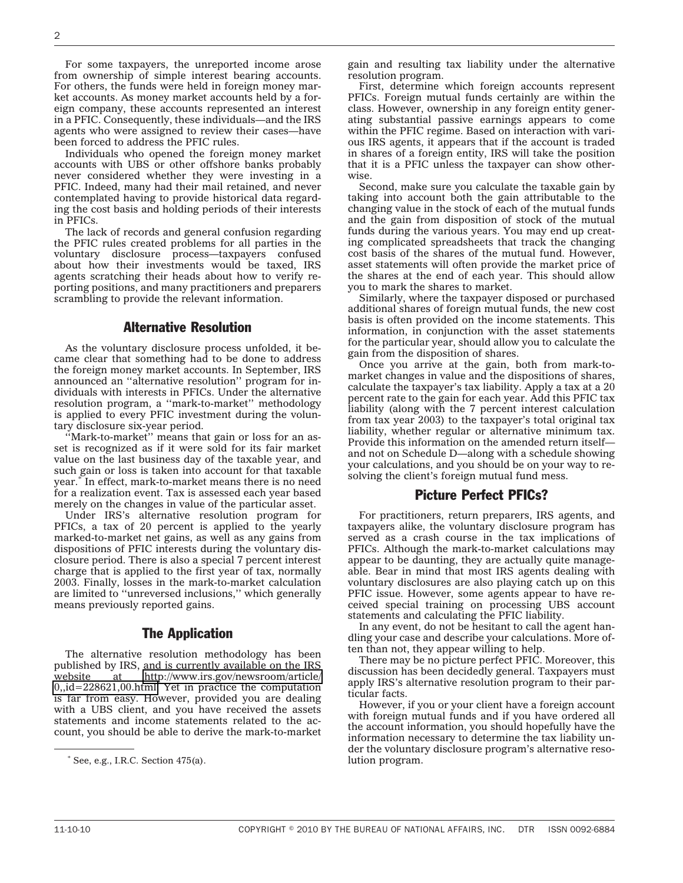For some taxpayers, the unreported income arose from ownership of simple interest bearing accounts. For others, the funds were held in foreign money market accounts. As money market accounts held by a foreign company, these accounts represented an interest in a PFIC. Consequently, these individuals—and the IRS agents who were assigned to review their cases—have been forced to address the PFIC rules.

Individuals who opened the foreign money market accounts with UBS or other offshore banks probably never considered whether they were investing in a PFIC. Indeed, many had their mail retained, and never contemplated having to provide historical data regarding the cost basis and holding periods of their interests in PFICs.

The lack of records and general confusion regarding the PFIC rules created problems for all parties in the voluntary disclosure process—taxpayers confused about how their investments would be taxed, IRS agents scratching their heads about how to verify reporting positions, and many practitioners and preparers scrambling to provide the relevant information.

## Alternative Resolution

As the voluntary disclosure process unfolded, it became clear that something had to be done to address the foreign money market accounts. In September, IRS announced an ''alternative resolution'' program for individuals with interests in PFICs. Under the alternative resolution program, a ''mark-to-market'' methodology is applied to every PFIC investment during the voluntary disclosure six-year period.

''Mark-to-market'' means that gain or loss for an asset is recognized as if it were sold for its fair market value on the last business day of the taxable year, and such gain or loss is taken into account for that taxable year.[*] In effect, mark-to-market means there is no need for a realization event. Tax is assessed each year based merely on the changes in value of the particular asset.

Under IRS's alternative resolution program for PFICs, a tax of 20 percent is applied to the yearly marked-to-market net gains, as well as any gains from dispositions of PFIC interests during the voluntary disclosure period. There is also a special 7 percent interest charge that is applied to the first year of tax, normally 2003. Finally, losses in the mark-to-market calculation are limited to ''unreversed inclusions,'' which generally means previously reported gains.

## The Application

The alternative resolution methodology has been published by IRS, and is currently available on the IRS website at http://www.irs.gov/newsroom/article/0,,id=228621,00.html. Yet in practice the computation is far from easy. However, provided you are dealing with a UBS client, and you have received the assets statements and income statements related to the account, you should be able to derive the mark-to-market gain and resulting tax liability under the alternative resolution program.

First, determine which foreign accounts represent PFICs. Foreign mutual funds certainly are within the class. However, ownership in any foreign entity generating substantial passive earnings appears to come within the PFIC regime. Based on interaction with various IRS agents, it appears that if the account is traded in shares of a foreign entity, IRS will take the position that it is a PFIC unless the taxpayer can show otherwise.

Second, make sure you calculate the taxable gain by taking into account both the gain attributable to the changing value in the stock of each of the mutual funds and the gain from disposition of stock of the mutual funds during the various years. You may end up creating complicated spreadsheets that track the changing cost basis of the shares of the mutual fund. However, asset statements will often provide the market price of the shares at the end of each year. This should allow you to mark the shares to market.

Similarly, where the taxpayer disposed or purchased additional shares of foreign mutual funds, the new cost basis is often provided on the income statements. This information, in conjunction with the asset statements for the particular year, should allow you to calculate the gain from the disposition of shares.

Once you arrive at the gain, both from mark-to-market changes in value and the dispositions of shares, calculate the taxpayer's tax liability. Apply a tax at a 20 percent rate to the gain for each year. Add this PFIC tax liability (along with the 7 percent interest calculation from tax year 2003) to the taxpayer's total original tax liability, whether regular or alternative minimum tax. Provide this information on the amended return itself—and not on Schedule D—along with a schedule showing your calculations, and you should be on your way to resolving the client's foreign mutual fund mess.

## Picture Perfect PFICs?

For practitioners, return preparers, IRS agents, and taxpayers alike, the voluntary disclosure program has served as a crash course in the tax implications of PFICs. Although the mark-to-market calculations may appear to be daunting, they are actually quite manageable. Bear in mind that most IRS agents dealing with voluntary disclosures are also playing catch up on this PFIC issue. However, some agents appear to have received special training on processing UBS account statements and calculating the PFIC liability.

In any event, do not be hesitant to call the agent handling your case and describe your calculations. More often than not, they appear willing to help.

There may be no picture perfect PFIC. Moreover, this discussion has been decidedly general. Taxpayers must apply IRS's alternative resolution program to their particular facts.

However, if you or your client have a foreign account with foreign mutual funds and if you have ordered all the account information, you should hopefully have the information necessary to determine the tax liability under the voluntary disclosure program's alternative resolution program.

[*] See, e.g., I.R.C. Section 475(a).